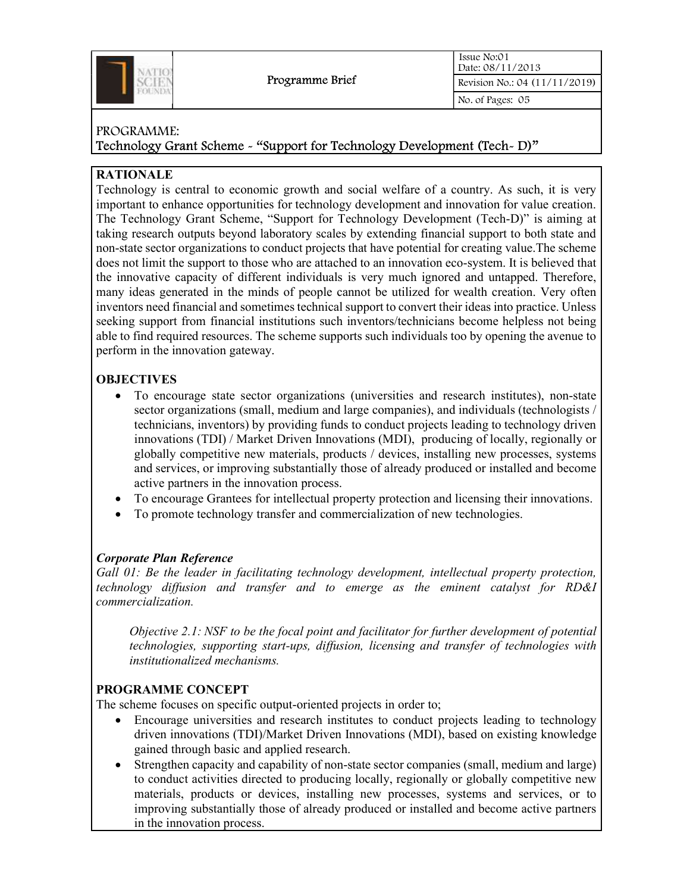| | Programme Brief | Issue No:01<br>Date: 08/11/2013 |
|---|---|---|
| | | Revision No.: 04 (11/11/2019) |
| | | No. of Pages: 05 |

PROGRAMME:
Technology Grant Scheme - "Support for Technology Development (Tech- D)"

## RATIONALE

Technology is central to economic growth and social welfare of a country. As such, it is very important to enhance opportunities for technology development and innovation for value creation. The Technology Grant Scheme, "Support for Technology Development (Tech-D)" is aiming at taking research outputs beyond laboratory scales by extending financial support to both state and non-state sector organizations to conduct projects that have potential for creating value.The scheme does not limit the support to those who are attached to an innovation eco-system. It is believed that the innovative capacity of different individuals is very much ignored and untapped. Therefore, many ideas generated in the minds of people cannot be utilized for wealth creation. Very often inventors need financial and sometimes technical support to convert their ideas into practice. Unless seeking support from financial institutions such inventors/technicians become helpless not being able to find required resources. The scheme supports such individuals too by opening the avenue to perform in the innovation gateway.

## OBJECTIVES

- To encourage state sector organizations (universities and research institutes), non-state sector organizations (small, medium and large companies), and individuals (technologists / technicians, inventors) by providing funds to conduct projects leading to technology driven innovations (TDI) / Market Driven Innovations (MDI), producing of locally, regionally or globally competitive new materials, products / devices, installing new processes, systems and services, or improving substantially those of already produced or installed and become active partners in the innovation process.
- To encourage Grantees for intellectual property protection and licensing their innovations.
- To promote technology transfer and commercialization of new technologies.

***Corporate Plan Reference***

*Gall 01: Be the leader in facilitating technology development, intellectual property protection, technology diffusion and transfer and to emerge as the eminent catalyst for RD&I commercialization.*

> *Objective 2.1: NSF to be the focal point and facilitator for further development of potential technologies, supporting start-ups, diffusion, licensing and transfer of technologies with institutionalized mechanisms.*

## PROGRAMME CONCEPT

The scheme focuses on specific output-oriented projects in order to;

- Encourage universities and research institutes to conduct projects leading to technology driven innovations (TDI)/Market Driven Innovations (MDI), based on existing knowledge gained through basic and applied research.
- Strengthen capacity and capability of non-state sector companies (small, medium and large) to conduct activities directed to producing locally, regionally or globally competitive new materials, products or devices, installing new processes, systems and services, or to improving substantially those of already produced or installed and become active partners in the innovation process.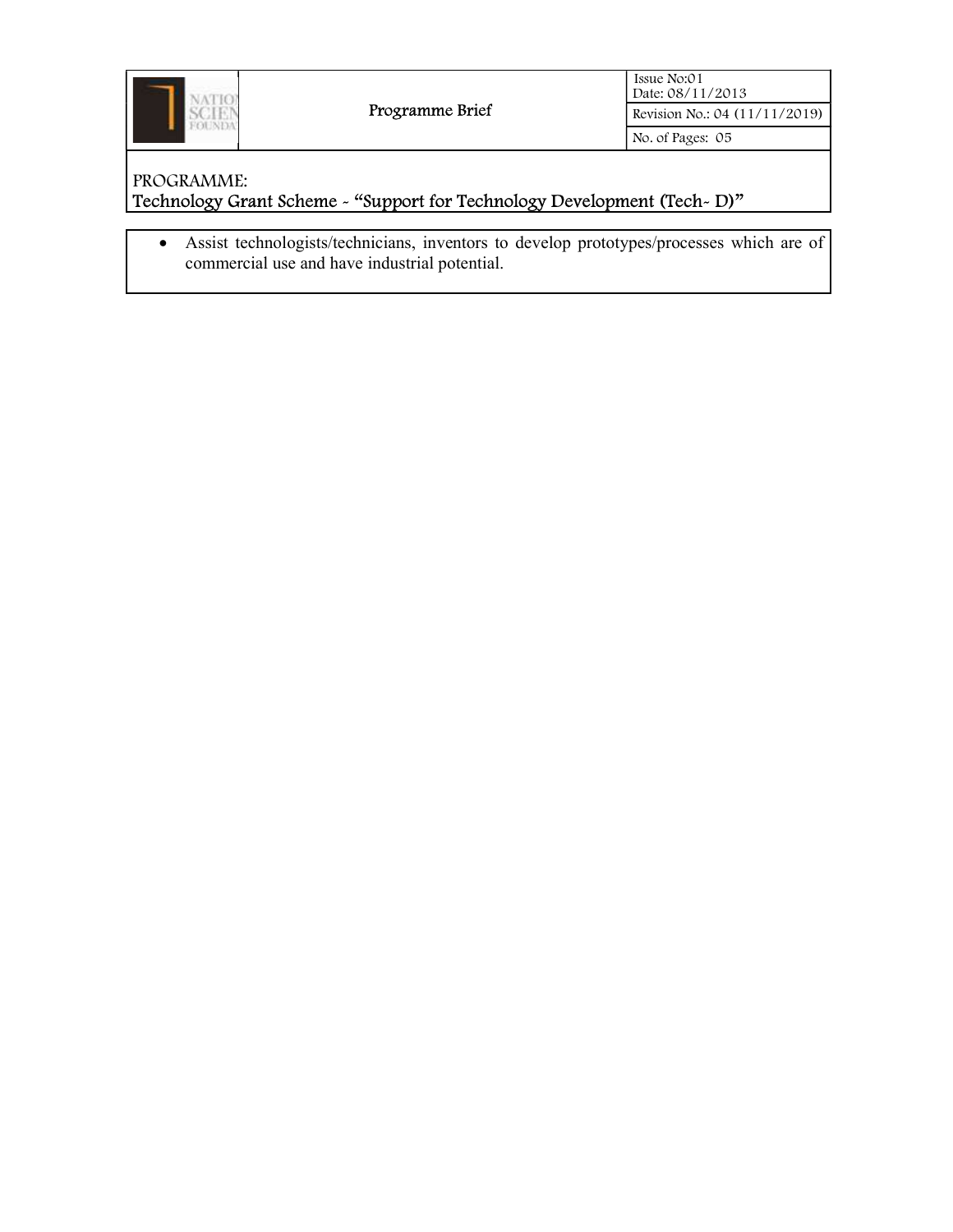- Assist technologists/technicians, inventors to develop prototypes/processes which are of commercial use and have industrial potential.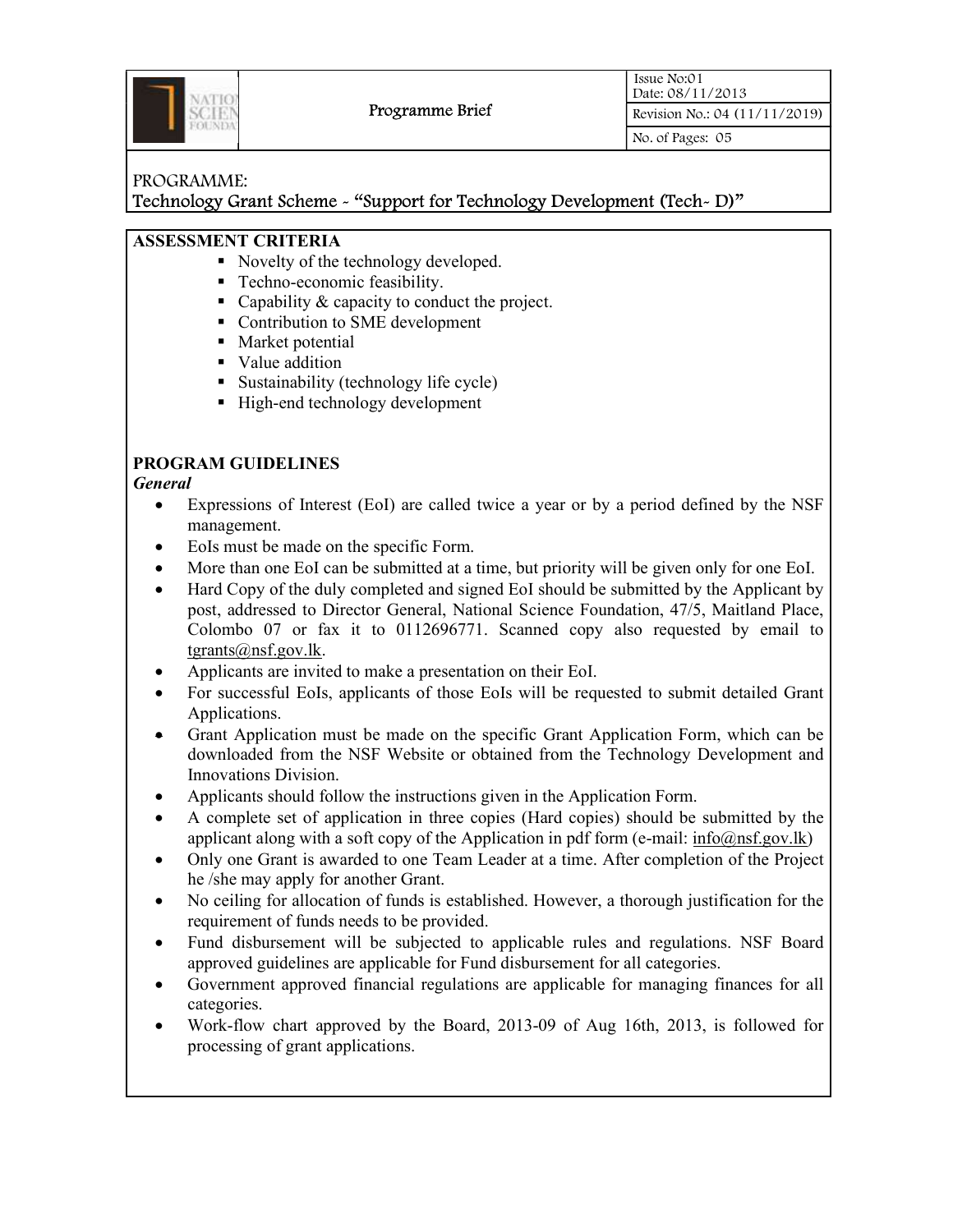PROGRAMME:
Technology Grant Scheme - "Support for Technology Development (Tech- D)"

## ASSESSMENT CRITERIA

- Novelty of the technology developed.
- Techno-economic feasibility.
- Capability & capacity to conduct the project.
- Contribution to SME development
- Market potential
- Value addition
- Sustainability (technology life cycle)
- High-end technology development

## PROGRAM GUIDELINES

### *General*

- Expressions of Interest (EoI) are called twice a year or by a period defined by the NSF management.
- EoIs must be made on the specific Form.
- More than one EoI can be submitted at a time, but priority will be given only for one EoI.
- Hard Copy of the duly completed and signed EoI should be submitted by the Applicant by post, addressed to Director General, National Science Foundation, 47/5, Maitland Place, Colombo 07 or fax it to 0112696771. Scanned copy also requested by email to tgrants@nsf.gov.lk.
- Applicants are invited to make a presentation on their EoI.
- For successful EoIs, applicants of those EoIs will be requested to submit detailed Grant Applications.
- Grant Application must be made on the specific Grant Application Form, which can be downloaded from the NSF Website or obtained from the Technology Development and Innovations Division.
- Applicants should follow the instructions given in the Application Form.
- A complete set of application in three copies (Hard copies) should be submitted by the applicant along with a soft copy of the Application in pdf form (e-mail: info@nsf.gov.lk)
- Only one Grant is awarded to one Team Leader at a time. After completion of the Project he /she may apply for another Grant.
- No ceiling for allocation of funds is established. However, a thorough justification for the requirement of funds needs to be provided.
- Fund disbursement will be subjected to applicable rules and regulations. NSF Board approved guidelines are applicable for Fund disbursement for all categories.
- Government approved financial regulations are applicable for managing finances for all categories.
- Work-flow chart approved by the Board, 2013-09 of Aug 16th, 2013, is followed for processing of grant applications.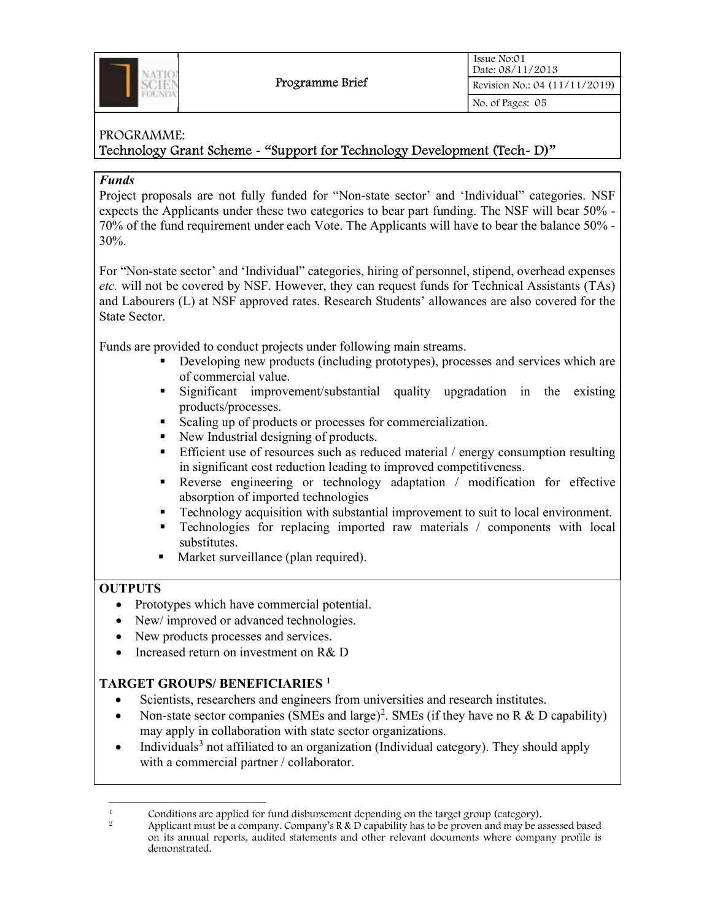| | Programme Brief | Issue No:01 Date: 08/11/2013 |
|---|---|---|
| | | Revision No.: 04 (11/11/2019) |
| | | No. of Pages: 05 |

PROGRAMME:
Technology Grant Scheme - "Support for Technology Development (Tech- D)"

***Funds***

Project proposals are not fully funded for "Non-state sector' and 'Individual" categories. NSF expects the Applicants under these two categories to bear part funding. The NSF will bear 50% - 70% of the fund requirement under each Vote. The Applicants will have to bear the balance 50% - 30%.

For "Non-state sector' and 'Individual" categories, hiring of personnel, stipend, overhead expenses *etc.* will not be covered by NSF. However, they can request funds for Technical Assistants (TAs) and Labourers (L) at NSF approved rates. Research Students' allowances are also covered for the State Sector.

Funds are provided to conduct projects under following main streams.

- Developing new products (including prototypes), processes and services which are of commercial value.
- Significant improvement/substantial quality upgradation in the existing products/processes.
- Scaling up of products or processes for commercialization.
- New Industrial designing of products.
- Efficient use of resources such as reduced material / energy consumption resulting in significant cost reduction leading to improved competitiveness.
- Reverse engineering or technology adaptation / modification for effective absorption of imported technologies
- Technology acquisition with substantial improvement to suit to local environment.
- Technologies for replacing imported raw materials / components with local substitutes.
- Market surveillance (plan required).

**OUTPUTS**

- Prototypes which have commercial potential.
- New/ improved or advanced technologies.
- New products processes and services.
- Increased return on investment on R& D

**TARGET GROUPS/ BENEFICIARIES [1]**

- Scientists, researchers and engineers from universities and research institutes.
- Non-state sector companies (SMEs and large)[2]. SMEs (if they have no R & D capability) may apply in collaboration with state sector organizations.
- Individuals[3] not affiliated to an organization (Individual category). They should apply with a commercial partner / collaborator.

---

[1] Conditions are applied for fund disbursement depending on the target group (category).

[2] Applicant must be a company. Company's R & D capability has to be proven and may be assessed based on its annual reports, audited statements and other relevant documents where company profile is demonstrated.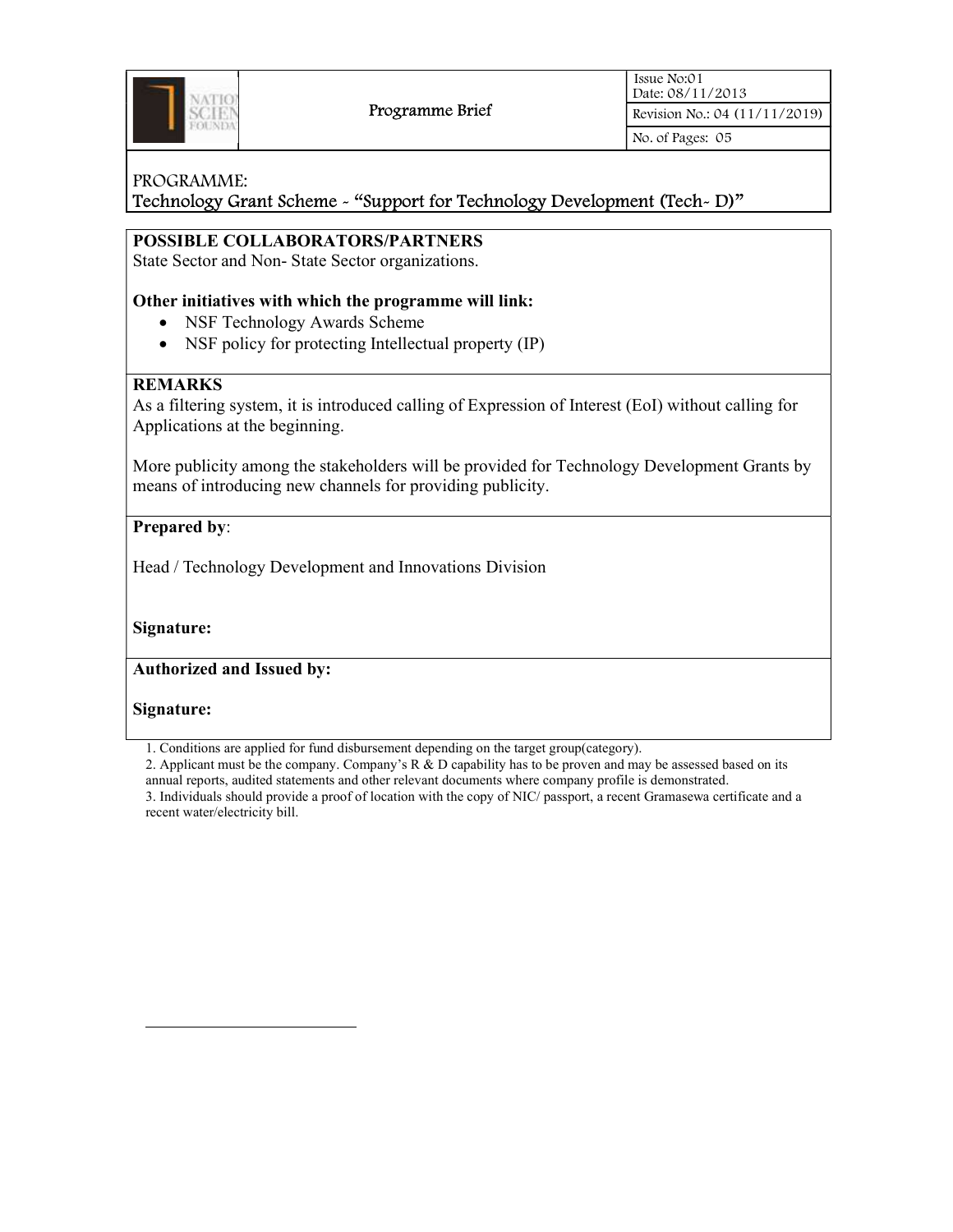PROGRAMME:
Technology Grant Scheme - "Support for Technology Development (Tech- D)"

**POSSIBLE COLLABORATORS/PARTNERS**
State Sector and Non- State Sector organizations.

**Other initiatives with which the programme will link:**

- NSF Technology Awards Scheme
- NSF policy for protecting Intellectual property (IP)

**REMARKS**
As a filtering system, it is introduced calling of Expression of Interest (EoI) without calling for Applications at the beginning.

More publicity among the stakeholders will be provided for Technology Development Grants by means of introducing new channels for providing publicity.

**Prepared by**:

Head / Technology Development and Innovations Division

**Signature:**

**Authorized and Issued by:**

**Signature:**

1. Conditions are applied for fund disbursement depending on the target group(category).
2. Applicant must be the company. Company's R & D capability has to be proven and may be assessed based on its annual reports, audited statements and other relevant documents where company profile is demonstrated.
3. Individuals should provide a proof of location with the copy of NIC/ passport, a recent Gramasewa certificate and a recent water/electricity bill.